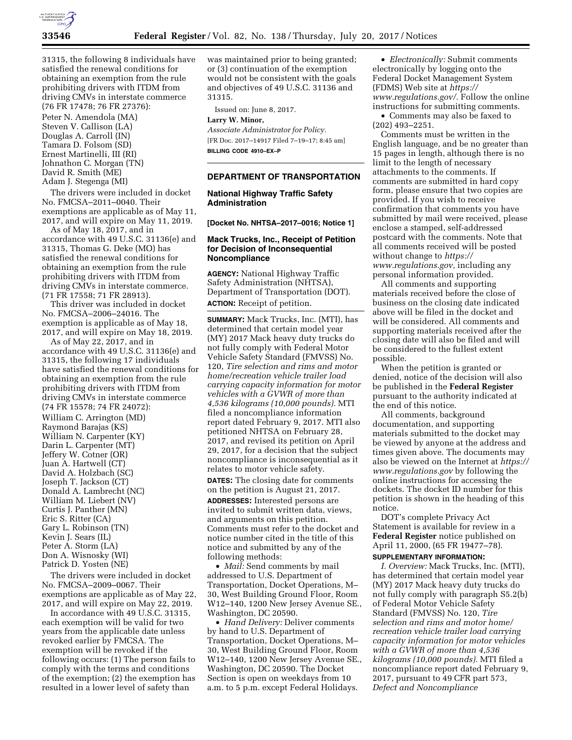31315, the following 8 individuals have satisfied the renewal conditions for obtaining an exemption from the rule prohibiting drivers with ITDM from driving CMVs in interstate commerce (76 FR 17478; 76 FR 27376):

Peter N. Amendola (MA)
Steven V. Callison (LA)
Douglas A. Carroll (IN)
Tamara D. Folsom (SD)
Ernest Martinelli, III (RI)
Johnathon C. Morgan (TN)
David R. Smith (ME)
Adam J. Stegenga (MI)

The drivers were included in docket No. FMCSA–2011–0040. Their exemptions are applicable as of May 11, 2017, and will expire on May 11, 2019.

As of May 18, 2017, and in accordance with 49 U.S.C. 31136(e) and 31315, Thomas G. Deke (MO) has satisfied the renewal conditions for obtaining an exemption from the rule prohibiting drivers with ITDM from driving CMVs in interstate commerce. (71 FR 17558; 71 FR 28913).

This driver was included in docket No. FMCSA–2006–24016. The exemption is applicable as of May 18, 2017, and will expire on May 18, 2019.

As of May 22, 2017, and in accordance with 49 U.S.C. 31136(e) and 31315, the following 17 individuals have satisfied the renewal conditions for obtaining an exemption from the rule prohibiting drivers with ITDM from driving CMVs in interstate commerce (74 FR 15578; 74 FR 24072):

William C. Arrington (MD)
Raymond Barajas (KS)
William N. Carpenter (KY)
Darin L. Carpenter (MT)
Jeffery W. Cotner (OR)
Juan A. Hartwell (CT)
David A. Holzbach (SC)
Joseph T. Jackson (CT)
Donald A. Lambrecht (NC)
William M. Liebert (NV)
Curtis J. Panther (MN)
Eric S. Ritter (CA)
Gary L. Robinson (TN)
Kevin J. Sears (IL)
Peter A. Storm (LA)
Don A. Wisnosky (WI)
Patrick D. Yosten (NE)

The drivers were included in docket No. FMCSA–2009–0067. Their exemptions are applicable as of May 22, 2017, and will expire on May 22, 2019.

In accordance with 49 U.S.C. 31315, each exemption will be valid for two years from the applicable date unless revoked earlier by FMCSA. The exemption will be revoked if the following occurs: (1) The person fails to comply with the terms and conditions of the exemption; (2) the exemption has resulted in a lower level of safety than was maintained prior to being granted; or (3) continuation of the exemption would not be consistent with the goals and objectives of 49 U.S.C. 31136 and 31315.

Issued on: June 8, 2017.

**Larry W. Minor,**

*Associate Administrator for Policy.*

[FR Doc. 2017–14917 Filed 7–19–17; 8:45 am]

**BILLING CODE 4910–EX–P**

---

## DEPARTMENT OF TRANSPORTATION

### National Highway Traffic Safety Administration

**[Docket No. NHTSA–2017–0016; Notice 1]**

### Mack Trucks, Inc., Receipt of Petition for Decision of Inconsequential Noncompliance

**AGENCY:** National Highway Traffic Safety Administration (NHTSA), Department of Transportation (DOT).

**ACTION:** Receipt of petition.

**SUMMARY:** Mack Trucks, Inc. (MTI), has determined that certain model year (MY) 2017 Mack heavy duty trucks do not fully comply with Federal Motor Vehicle Safety Standard (FMVSS) No. 120, *Tire selection and rims and motor home/recreation vehicle trailer load carrying capacity information for motor vehicles with a GVWR of more than 4,536 kilograms (10,000 pounds).* MTI filed a noncompliance information report dated February 9, 2017. MTI also petitioned NHTSA on February 28, 2017, and revised its petition on April 29, 2017, for a decision that the subject noncompliance is inconsequential as it relates to motor vehicle safety.

**DATES:** The closing date for comments on the petition is August 21, 2017.

**ADDRESSES:** Interested persons are invited to submit written data, views, and arguments on this petition. Comments must refer to the docket and notice number cited in the title of this notice and submitted by any of the following methods:

- *Mail:* Send comments by mail addressed to U.S. Department of Transportation, Docket Operations, M–30, West Building Ground Floor, Room W12–140, 1200 New Jersey Avenue SE., Washington, DC 20590.
- *Hand Delivery:* Deliver comments by hand to U.S. Department of Transportation, Docket Operations, M–30, West Building Ground Floor, Room W12–140, 1200 New Jersey Avenue SE., Washington, DC 20590. The Docket Section is open on weekdays from 10 a.m. to 5 p.m. except Federal Holidays.
- *Electronically:* Submit comments electronically by logging onto the Federal Docket Management System (FDMS) Web site at *https://www.regulations.gov/.* Follow the online instructions for submitting comments.
- Comments may also be faxed to (202) 493–2251.

Comments must be written in the English language, and be no greater than 15 pages in length, although there is no limit to the length of necessary attachments to the comments. If comments are submitted in hard copy form, please ensure that two copies are provided. If you wish to receive confirmation that comments you have submitted by mail were received, please enclose a stamped, self-addressed postcard with the comments. Note that all comments received will be posted without change to *https://www.regulations.gov,* including any personal information provided.

All comments and supporting materials received before the close of business on the closing date indicated above will be filed in the docket and will be considered. All comments and supporting materials received after the closing date will also be filed and will be considered to the fullest extent possible.

When the petition is granted or denied, notice of the decision will also be published in the **Federal Register** pursuant to the authority indicated at the end of this notice.

All comments, background documentation, and supporting materials submitted to the docket may be viewed by anyone at the address and times given above. The documents may also be viewed on the Internet at *https://www.regulations.gov* by following the online instructions for accessing the dockets. The docket ID number for this petition is shown in the heading of this notice.

DOT's complete Privacy Act Statement is available for review in a **Federal Register** notice published on April 11, 2000, (65 FR 19477–78).

**SUPPLEMENTARY INFORMATION:**

*I. Overview:* Mack Trucks, Inc. (MTI), has determined that certain model year (MY) 2017 Mack heavy duty trucks do not fully comply with paragraph S5.2(b) of Federal Motor Vehicle Safety Standard (FMVSS) No. 120, *Tire selection and rims and motor home/recreation vehicle trailer load carrying capacity information for motor vehicles with a GVWR of more than 4,536 kilograms (10,000 pounds).* MTI filed a noncompliance report dated February 9, 2017, pursuant to 49 CFR part 573, *Defect and Noncompliance*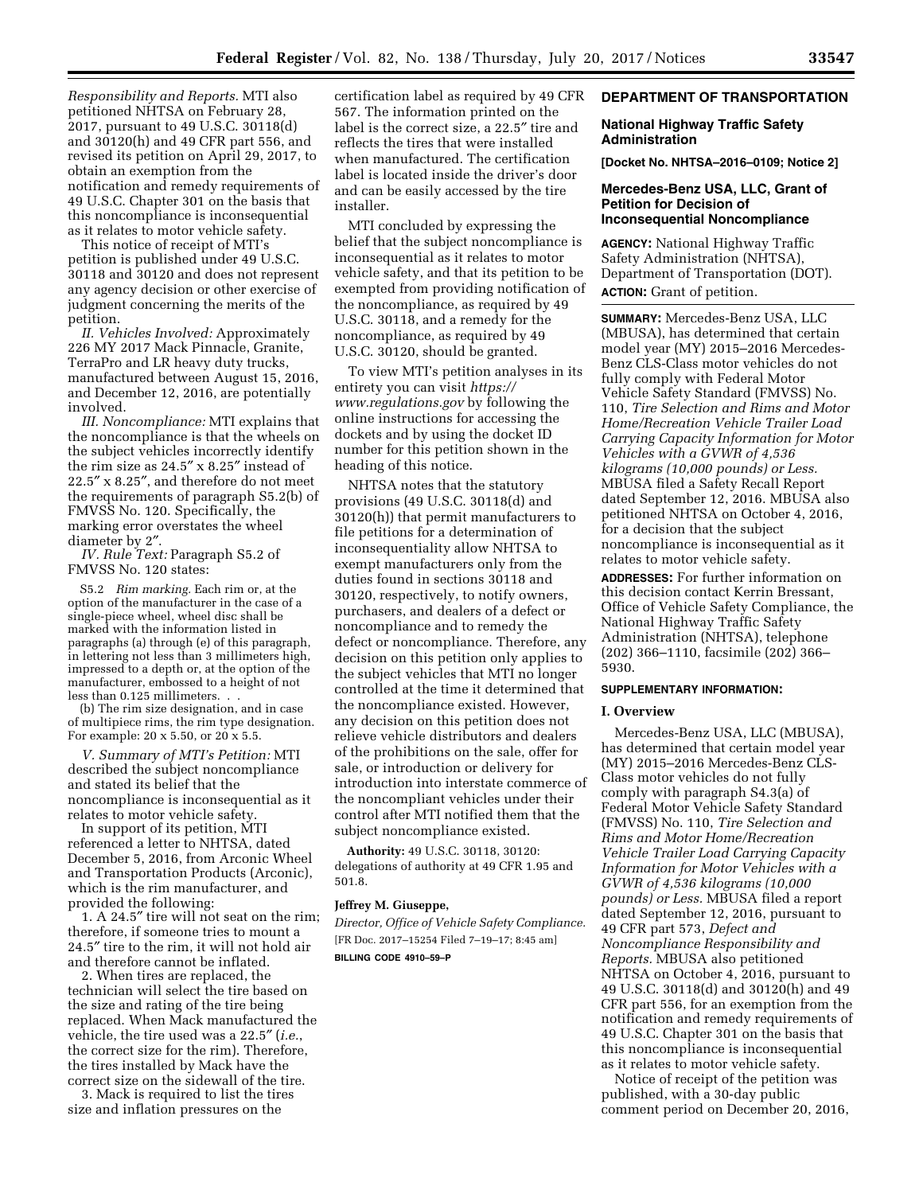*Responsibility and Reports.* MTI also petitioned NHTSA on February 28, 2017, pursuant to 49 U.S.C. 30118(d) and 30120(h) and 49 CFR part 556, and revised its petition on April 29, 2017, to obtain an exemption from the notification and remedy requirements of 49 U.S.C. Chapter 301 on the basis that this noncompliance is inconsequential as it relates to motor vehicle safety.

This notice of receipt of MTI's petition is published under 49 U.S.C. 30118 and 30120 and does not represent any agency decision or other exercise of judgment concerning the merits of the petition.

*II. Vehicles Involved:* Approximately 226 MY 2017 Mack Pinnacle, Granite, TerraPro and LR heavy duty trucks, manufactured between August 15, 2016, and December 12, 2016, are potentially involved.

*III. Noncompliance:* MTI explains that the noncompliance is that the wheels on the subject vehicles incorrectly identify the rim size as 24.5″ x 8.25″ instead of 22.5″ x 8.25″, and therefore do not meet the requirements of paragraph S5.2(b) of FMVSS No. 120. Specifically, the marking error overstates the wheel diameter by 2″.

*IV. Rule Text:* Paragraph S5.2 of FMVSS No. 120 states:

S5.2 *Rim marking.* Each rim or, at the option of the manufacturer in the case of a single-piece wheel, wheel disc shall be marked with the information listed in paragraphs (a) through (e) of this paragraph, in lettering not less than 3 millimeters high, impressed to a depth or, at the option of the manufacturer, embossed to a height of not less than 0.125 millimeters. . .

(b) The rim size designation, and in case of multipiece rims, the rim type designation. For example: 20 x 5.50, or 20 x 5.5.

*V. Summary of MTI's Petition:* MTI described the subject noncompliance and stated its belief that the noncompliance is inconsequential as it relates to motor vehicle safety.

In support of its petition, MTI referenced a letter to NHTSA, dated December 5, 2016, from Arconic Wheel and Transportation Products (Arconic), which is the rim manufacturer, and provided the following:

1. A 24.5″ tire will not seat on the rim; therefore, if someone tries to mount a 24.5″ tire to the rim, it will not hold air and therefore cannot be inflated.

2. When tires are replaced, the technician will select the tire based on the size and rating of the tire being replaced. When Mack manufactured the vehicle, the tire used was a 22.5″ (*i.e.*, the correct size for the rim). Therefore, the tires installed by Mack have the correct size on the sidewall of the tire.

3. Mack is required to list the tires size and inflation pressures on the certification label as required by 49 CFR 567. The information printed on the label is the correct size, a 22.5″ tire and reflects the tires that were installed when manufactured. The certification label is located inside the driver's door and can be easily accessed by the tire installer.

MTI concluded by expressing the belief that the subject noncompliance is inconsequential as it relates to motor vehicle safety, and that its petition to be exempted from providing notification of the noncompliance, as required by 49 U.S.C. 30118, and a remedy for the noncompliance, as required by 49 U.S.C. 30120, should be granted.

To view MTI's petition analyses in its entirety you can visit *https://www.regulations.gov* by following the online instructions for accessing the dockets and by using the docket ID number for this petition shown in the heading of this notice.

NHTSA notes that the statutory provisions (49 U.S.C. 30118(d) and 30120(h)) that permit manufacturers to file petitions for a determination of inconsequentiality allow NHTSA to exempt manufacturers only from the duties found in sections 30118 and 30120, respectively, to notify owners, purchasers, and dealers of a defect or noncompliance and to remedy the defect or noncompliance. Therefore, any decision on this petition only applies to the subject vehicles that MTI no longer controlled at the time it determined that the noncompliance existed. However, any decision on this petition does not relieve vehicle distributors and dealers of the prohibitions on the sale, offer for sale, or introduction or delivery for introduction into interstate commerce of the noncompliant vehicles under their control after MTI notified them that the subject noncompliance existed.

**Authority:** 49 U.S.C. 30118, 30120: delegations of authority at 49 CFR 1.95 and 501.8.

**Jeffrey M. Giuseppe,**

*Director, Office of Vehicle Safety Compliance.*

[FR Doc. 2017–15254 Filed 7–19–17; 8:45 am]

**BILLING CODE 4910–59–P**

## DEPARTMENT OF TRANSPORTATION

### National Highway Traffic Safety Administration

**[Docket No. NHTSA–2016–0109; Notice 2]**

### Mercedes-Benz USA, LLC, Grant of Petition for Decision of Inconsequential Noncompliance

**AGENCY:** National Highway Traffic Safety Administration (NHTSA), Department of Transportation (DOT).

**ACTION:** Grant of petition.

**SUMMARY:** Mercedes-Benz USA, LLC (MBUSA), has determined that certain model year (MY) 2015–2016 Mercedes-Benz CLS-Class motor vehicles do not fully comply with Federal Motor Vehicle Safety Standard (FMVSS) No. 110, *Tire Selection and Rims and Motor Home/Recreation Vehicle Trailer Load Carrying Capacity Information for Motor Vehicles with a GVWR of 4,536 kilograms (10,000 pounds) or Less.* MBUSA filed a Safety Recall Report dated September 12, 2016. MBUSA also petitioned NHTSA on October 4, 2016, for a decision that the subject noncompliance is inconsequential as it relates to motor vehicle safety.

**ADDRESSES:** For further information on this decision contact Kerrin Bressant, Office of Vehicle Safety Compliance, the National Highway Traffic Safety Administration (NHTSA), telephone (202) 366–1110, facsimile (202) 366–5930.

**SUPPLEMENTARY INFORMATION:**

#### I. Overview

Mercedes-Benz USA, LLC (MBUSA), has determined that certain model year (MY) 2015–2016 Mercedes-Benz CLS-Class motor vehicles do not fully comply with paragraph S4.3(a) of Federal Motor Vehicle Safety Standard (FMVSS) No. 110, *Tire Selection and Rims and Motor Home/Recreation Vehicle Trailer Load Carrying Capacity Information for Motor Vehicles with a GVWR of 4,536 kilograms (10,000 pounds) or Less.* MBUSA filed a report dated September 12, 2016, pursuant to 49 CFR part 573, *Defect and Noncompliance Responsibility and Reports.* MBUSA also petitioned NHTSA on October 4, 2016, pursuant to 49 U.S.C. 30118(d) and 30120(h) and 49 CFR part 556, for an exemption from the notification and remedy requirements of 49 U.S.C. Chapter 301 on the basis that this noncompliance is inconsequential as it relates to motor vehicle safety.

Notice of receipt of the petition was published, with a 30-day public comment period on December 20, 2016,